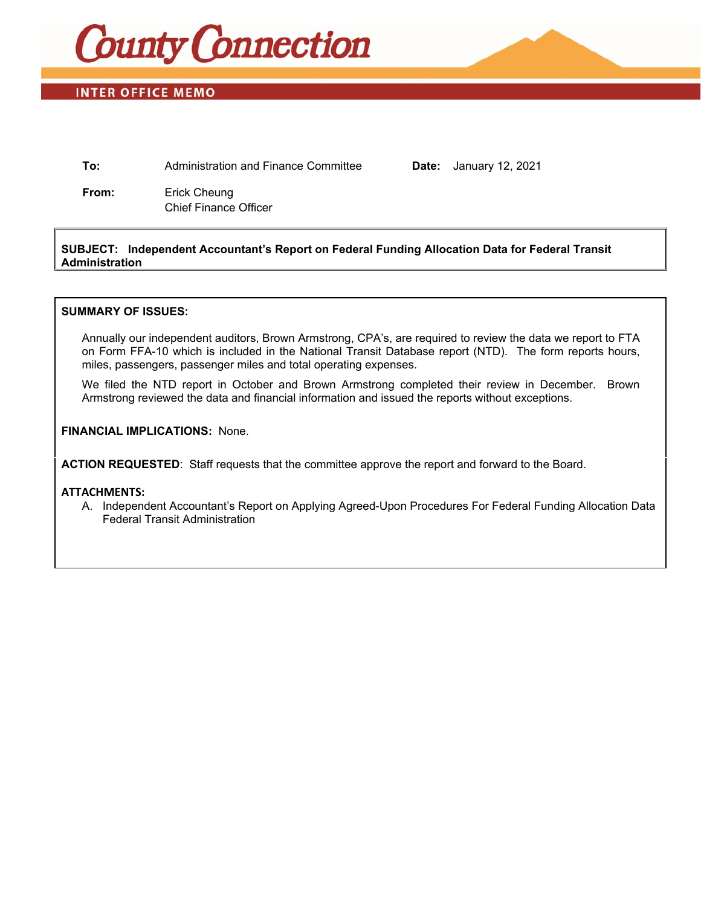# County Connection

## INTER OFFICE MEMO

**To:** Administration and Finance Committee **Date:** January 12, 2021

**From:** Erick Cheung
Chief Finance Officer

**SUBJECT: Independent Accountant's Report on Federal Funding Allocation Data for Federal Transit Administration**

**SUMMARY OF ISSUES:**

Annually our independent auditors, Brown Armstrong, CPA's, are required to review the data we report to FTA on Form FFA-10 which is included in the National Transit Database report (NTD). The form reports hours, miles, passengers, passenger miles and total operating expenses.

We filed the NTD report in October and Brown Armstrong completed their review in December. Brown Armstrong reviewed the data and financial information and issued the reports without exceptions.

**FINANCIAL IMPLICATIONS:** None.

**ACTION REQUESTED**: Staff requests that the committee approve the report and forward to the Board.

**ATTACHMENTS:**

A. Independent Accountant's Report on Applying Agreed-Upon Procedures For Federal Funding Allocation Data Federal Transit Administration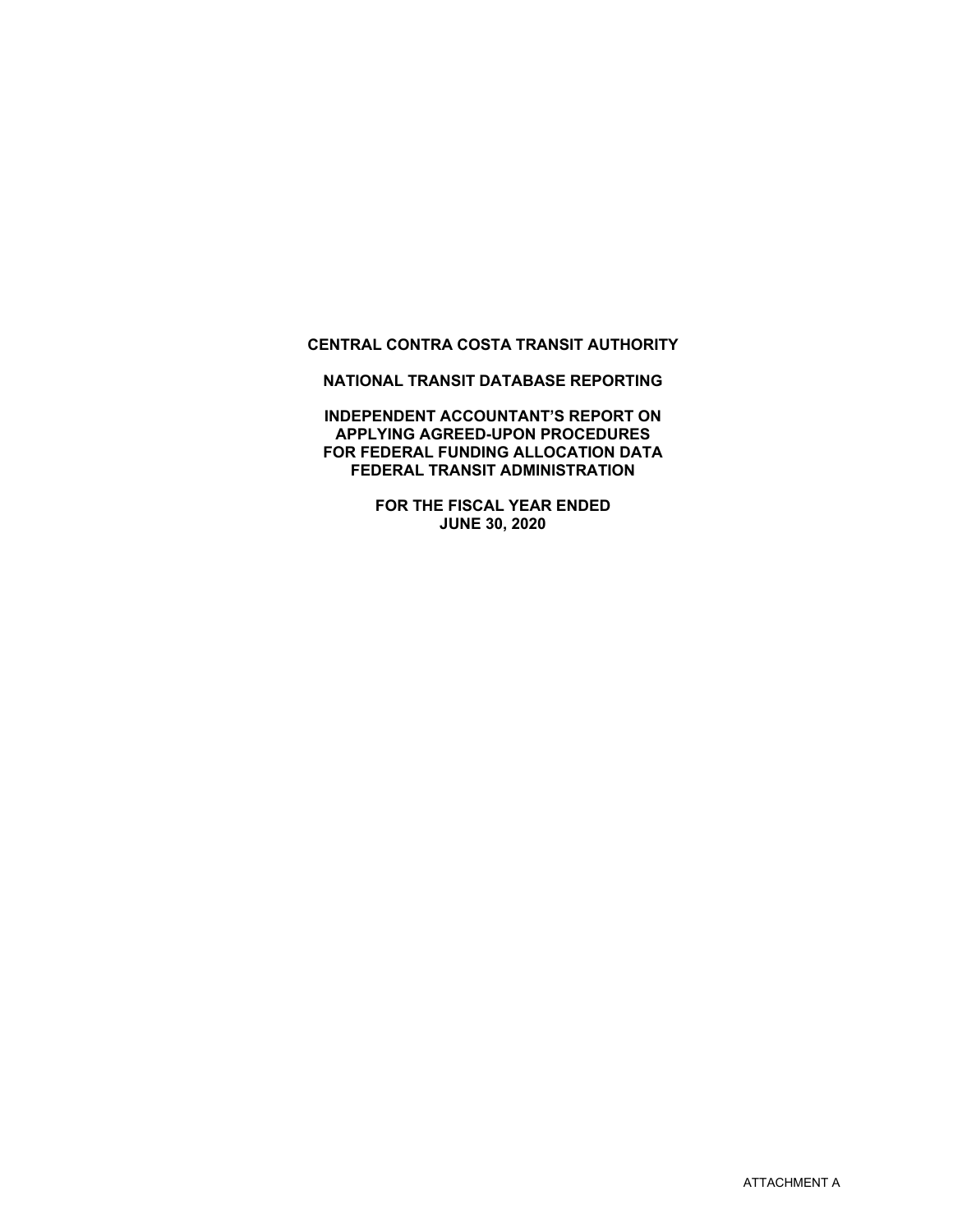# CENTRAL CONTRA COSTA TRANSIT AUTHORITY

## NATIONAL TRANSIT DATABASE REPORTING

## INDEPENDENT ACCOUNTANT'S REPORT ON APPLYING AGREED-UPON PROCEDURES FOR FEDERAL FUNDING ALLOCATION DATA FEDERAL TRANSIT ADMINISTRATION

## FOR THE FISCAL YEAR ENDED JUNE 30, 2020

ATTACHMENT A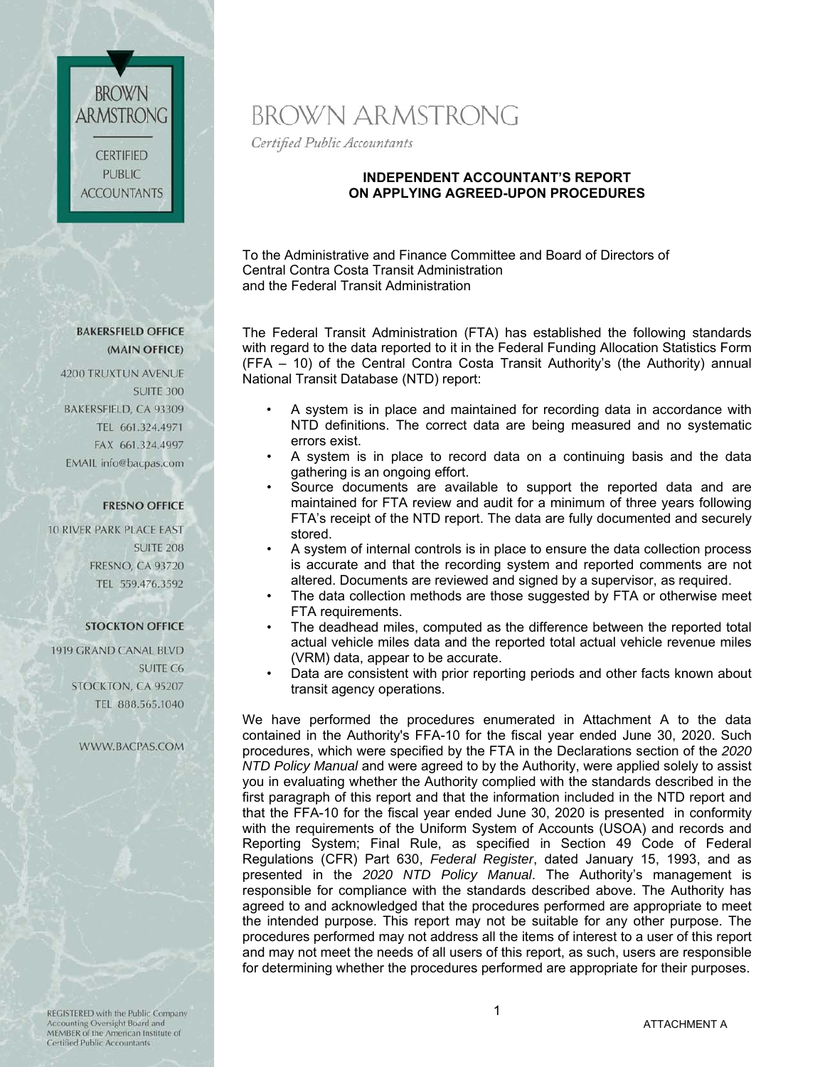BROWN ARMSTRONG

*Certified Public Accountants*

**BAKERSFIELD OFFICE (MAIN OFFICE)**

4200 TRUXTUN AVENUE
SUITE 300
BAKERSFIELD, CA 93309
TEL 661.324.4971
FAX 661.324.4997
EMAIL info@bacpas.com

**FRESNO OFFICE**

10 RIVER PARK PLACE EAST
SUITE 208
FRESNO, CA 93720
TEL 559.476.3592

**STOCKTON OFFICE**

1919 GRAND CANAL BLVD
SUITE C6
STOCKTON, CA 95207
TEL 888.565.1040

WWW.BACPAS.COM

REGISTERED with the Public Company Accounting Oversight Board and MEMBER of the American Institute of Certified Public Accountants

## INDEPENDENT ACCOUNTANT'S REPORT ON APPLYING AGREED-UPON PROCEDURES

To the Administrative and Finance Committee and Board of Directors of
Central Contra Costa Transit Administration
and the Federal Transit Administration

The Federal Transit Administration (FTA) has established the following standards with regard to the data reported to it in the Federal Funding Allocation Statistics Form (FFA – 10) of the Central Contra Costa Transit Authority's (the Authority) annual National Transit Database (NTD) report:

- A system is in place and maintained for recording data in accordance with NTD definitions. The correct data are being measured and no systematic errors exist.
- A system is in place to record data on a continuing basis and the data gathering is an ongoing effort.
- Source documents are available to support the reported data and are maintained for FTA review and audit for a minimum of three years following FTA's receipt of the NTD report. The data are fully documented and securely stored.
- A system of internal controls is in place to ensure the data collection process is accurate and that the recording system and reported comments are not altered. Documents are reviewed and signed by a supervisor, as required.
- The data collection methods are those suggested by FTA or otherwise meet FTA requirements.
- The deadhead miles, computed as the difference between the reported total actual vehicle miles data and the reported total actual vehicle revenue miles (VRM) data, appear to be accurate.
- Data are consistent with prior reporting periods and other facts known about transit agency operations.

We have performed the procedures enumerated in Attachment A to the data contained in the Authority's FFA-10 for the fiscal year ended June 30, 2020. Such procedures, which were specified by the FTA in the Declarations section of the *2020 NTD Policy Manual* and were agreed to by the Authority, were applied solely to assist you in evaluating whether the Authority complied with the standards described in the first paragraph of this report and that the information included in the NTD report and that the FFA-10 for the fiscal year ended June 30, 2020 is presented in conformity with the requirements of the Uniform System of Accounts (USOA) and records and Reporting System; Final Rule, as specified in Section 49 Code of Federal Regulations (CFR) Part 630, *Federal Register*, dated January 15, 1993, and as presented in the *2020 NTD Policy Manual*. The Authority's management is responsible for compliance with the standards described above. The Authority has agreed to and acknowledged that the procedures performed are appropriate to meet the intended purpose. This report may not be suitable for any other purpose. The procedures performed may not address all the items of interest to a user of this report and may not meet the needs of all users of this report, as such, users are responsible for determining whether the procedures performed are appropriate for their purposes.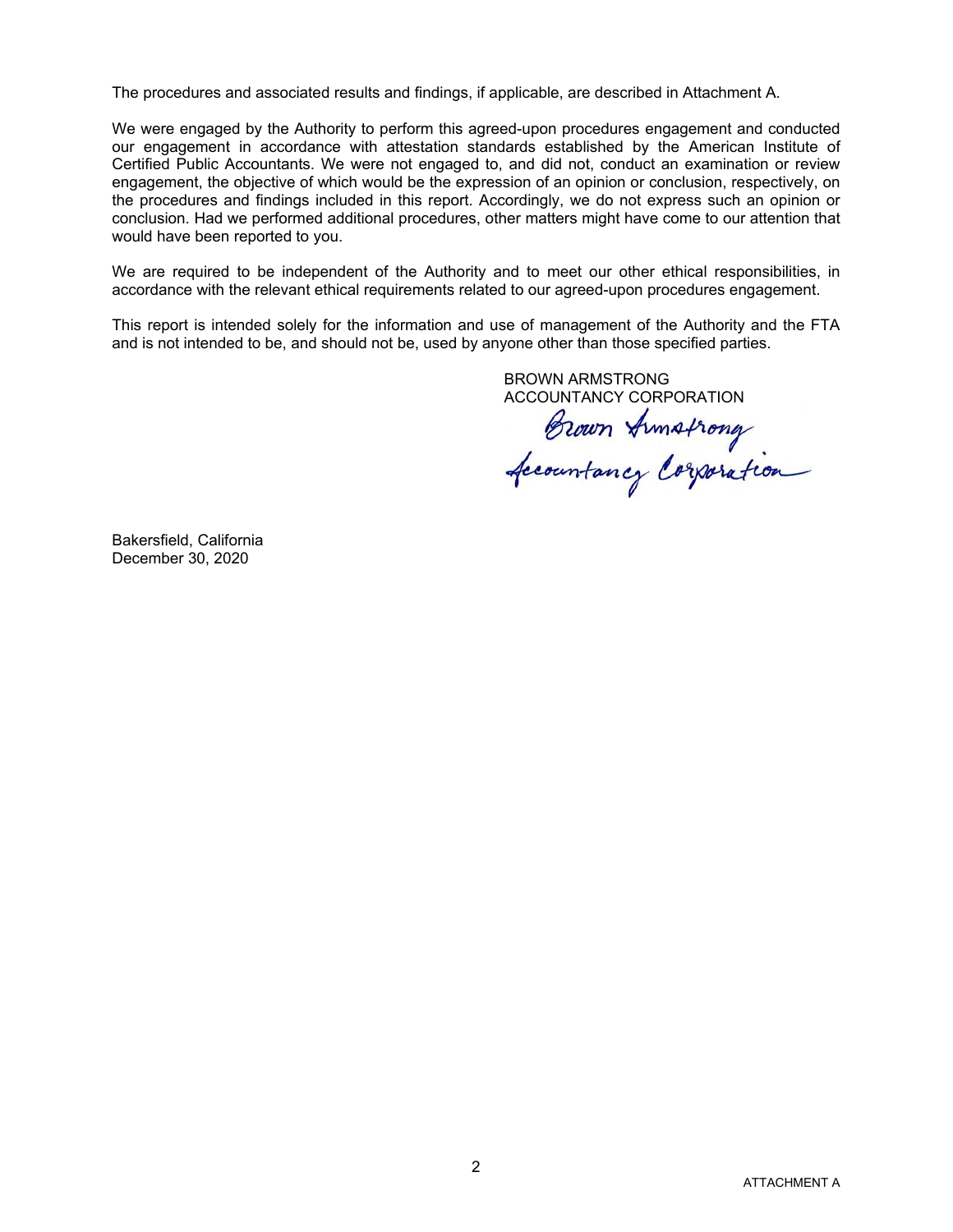The procedures and associated results and findings, if applicable, are described in Attachment A.

We were engaged by the Authority to perform this agreed-upon procedures engagement and conducted our engagement in accordance with attestation standards established by the American Institute of Certified Public Accountants. We were not engaged to, and did not, conduct an examination or review engagement, the objective of which would be the expression of an opinion or conclusion, respectively, on the procedures and findings included in this report. Accordingly, we do not express such an opinion or conclusion. Had we performed additional procedures, other matters might have come to our attention that would have been reported to you.

We are required to be independent of the Authority and to meet our other ethical responsibilities, in accordance with the relevant ethical requirements related to our agreed-upon procedures engagement.

This report is intended solely for the information and use of management of the Authority and the FTA and is not intended to be, and should not be, used by anyone other than those specified parties.

BROWN ARMSTRONG
ACCOUNTANCY CORPORATION

Brown Armstrong Accountancy Corporation

Bakersfield, California
December 30, 2020

ATTACHMENT A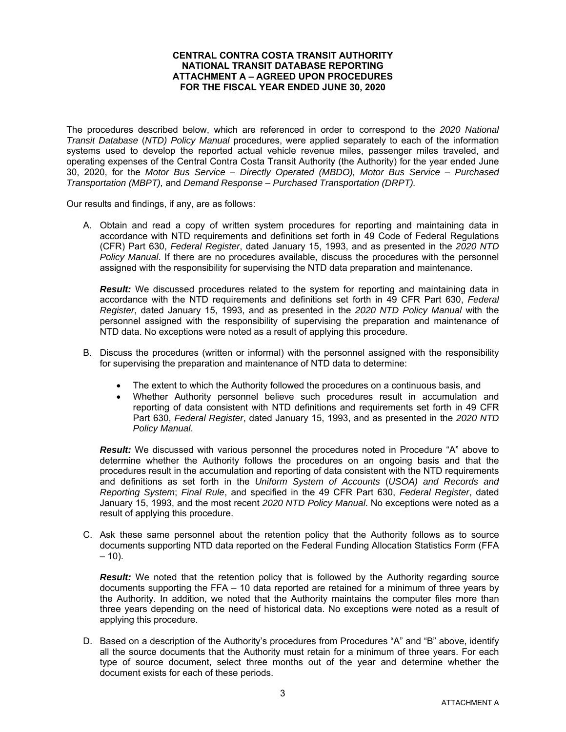**CENTRAL CONTRA COSTA TRANSIT AUTHORITY**
**NATIONAL TRANSIT DATABASE REPORTING**
**ATTACHMENT A – AGREED UPON PROCEDURES**
**FOR THE FISCAL YEAR ENDED JUNE 30, 2020**

The procedures described below, which are referenced in order to correspond to the *2020 National Transit Database* (*NTD) Policy Manual* procedures, were applied separately to each of the information systems used to develop the reported actual vehicle revenue miles, passenger miles traveled, and operating expenses of the Central Contra Costa Transit Authority (the Authority) for the year ended June 30, 2020, for the *Motor Bus Service – Directly Operated (MBDO), Motor Bus Service – Purchased Transportation (MBPT),* and *Demand Response – Purchased Transportation (DRPT).*

Our results and findings, if any, are as follows:

A. Obtain and read a copy of written system procedures for reporting and maintaining data in accordance with NTD requirements and definitions set forth in 49 Code of Federal Regulations (CFR) Part 630, *Federal Register*, dated January 15, 1993, and as presented in the *2020 NTD Policy Manual*. If there are no procedures available, discuss the procedures with the personnel assigned with the responsibility for supervising the NTD data preparation and maintenance.

   ***Result:*** We discussed procedures related to the system for reporting and maintaining data in accordance with the NTD requirements and definitions set forth in 49 CFR Part 630, *Federal Register*, dated January 15, 1993, and as presented in the *2020 NTD Policy Manual* with the personnel assigned with the responsibility of supervising the preparation and maintenance of NTD data. No exceptions were noted as a result of applying this procedure.

B. Discuss the procedures (written or informal) with the personnel assigned with the responsibility for supervising the preparation and maintenance of NTD data to determine:

   - The extent to which the Authority followed the procedures on a continuous basis, and
   - Whether Authority personnel believe such procedures result in accumulation and reporting of data consistent with NTD definitions and requirements set forth in 49 CFR Part 630, *Federal Register*, dated January 15, 1993, and as presented in the *2020 NTD Policy Manual*.

   ***Result:*** We discussed with various personnel the procedures noted in Procedure "A" above to determine whether the Authority follows the procedures on an ongoing basis and that the procedures result in the accumulation and reporting of data consistent with the NTD requirements and definitions as set forth in the *Uniform System of Accounts* (*USOA) and Records and Reporting System*; *Final Rule*, and specified in the 49 CFR Part 630, *Federal Register*, dated January 15, 1993, and the most recent *2020 NTD Policy Manual*. No exceptions were noted as a result of applying this procedure.

C. Ask these same personnel about the retention policy that the Authority follows as to source documents supporting NTD data reported on the Federal Funding Allocation Statistics Form (FFA – 10).

   ***Result:*** We noted that the retention policy that is followed by the Authority regarding source documents supporting the FFA – 10 data reported are retained for a minimum of three years by the Authority. In addition, we noted that the Authority maintains the computer files more than three years depending on the need of historical data. No exceptions were noted as a result of applying this procedure.

D. Based on a description of the Authority's procedures from Procedures "A" and "B" above, identify all the source documents that the Authority must retain for a minimum of three years. For each type of source document, select three months out of the year and determine whether the document exists for each of these periods.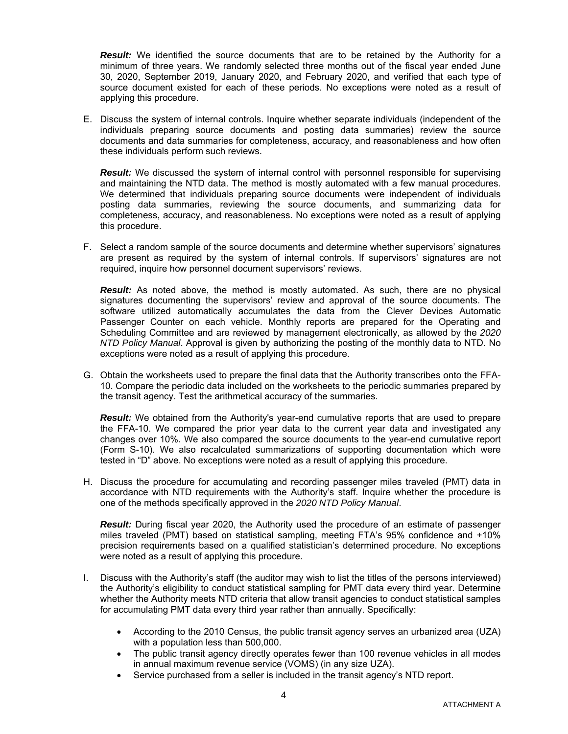***Result:*** We identified the source documents that are to be retained by the Authority for a minimum of three years. We randomly selected three months out of the fiscal year ended June 30, 2020, September 2019, January 2020, and February 2020, and verified that each type of source document existed for each of these periods. No exceptions were noted as a result of applying this procedure.

E. Discuss the system of internal controls. Inquire whether separate individuals (independent of the individuals preparing source documents and posting data summaries) review the source documents and data summaries for completeness, accuracy, and reasonableness and how often these individuals perform such reviews.

   ***Result:*** We discussed the system of internal control with personnel responsible for supervising and maintaining the NTD data. The method is mostly automated with a few manual procedures. We determined that individuals preparing source documents were independent of individuals posting data summaries, reviewing the source documents, and summarizing data for completeness, accuracy, and reasonableness. No exceptions were noted as a result of applying this procedure.

F. Select a random sample of the source documents and determine whether supervisors' signatures are present as required by the system of internal controls. If supervisors' signatures are not required, inquire how personnel document supervisors' reviews.

   ***Result:*** As noted above, the method is mostly automated. As such, there are no physical signatures documenting the supervisors' review and approval of the source documents. The software utilized automatically accumulates the data from the Clever Devices Automatic Passenger Counter on each vehicle. Monthly reports are prepared for the Operating and Scheduling Committee and are reviewed by management electronically, as allowed by the *2020 NTD Policy Manual*. Approval is given by authorizing the posting of the monthly data to NTD. No exceptions were noted as a result of applying this procedure.

G. Obtain the worksheets used to prepare the final data that the Authority transcribes onto the FFA-10. Compare the periodic data included on the worksheets to the periodic summaries prepared by the transit agency. Test the arithmetical accuracy of the summaries.

   ***Result:*** We obtained from the Authority's year-end cumulative reports that are used to prepare the FFA-10. We compared the prior year data to the current year data and investigated any changes over 10%. We also compared the source documents to the year-end cumulative report (Form S-10). We also recalculated summarizations of supporting documentation which were tested in "D" above. No exceptions were noted as a result of applying this procedure.

H. Discuss the procedure for accumulating and recording passenger miles traveled (PMT) data in accordance with NTD requirements with the Authority's staff. Inquire whether the procedure is one of the methods specifically approved in the *2020 NTD Policy Manual*.

   ***Result:*** During fiscal year 2020, the Authority used the procedure of an estimate of passenger miles traveled (PMT) based on statistical sampling, meeting FTA's 95% confidence and +10% precision requirements based on a qualified statistician's determined procedure. No exceptions were noted as a result of applying this procedure.

I. Discuss with the Authority's staff (the auditor may wish to list the titles of the persons interviewed) the Authority's eligibility to conduct statistical sampling for PMT data every third year. Determine whether the Authority meets NTD criteria that allow transit agencies to conduct statistical samples for accumulating PMT data every third year rather than annually. Specifically:

   - According to the 2010 Census, the public transit agency serves an urbanized area (UZA) with a population less than 500,000.
   - The public transit agency directly operates fewer than 100 revenue vehicles in all modes in annual maximum revenue service (VOMS) (in any size UZA).
   - Service purchased from a seller is included in the transit agency's NTD report.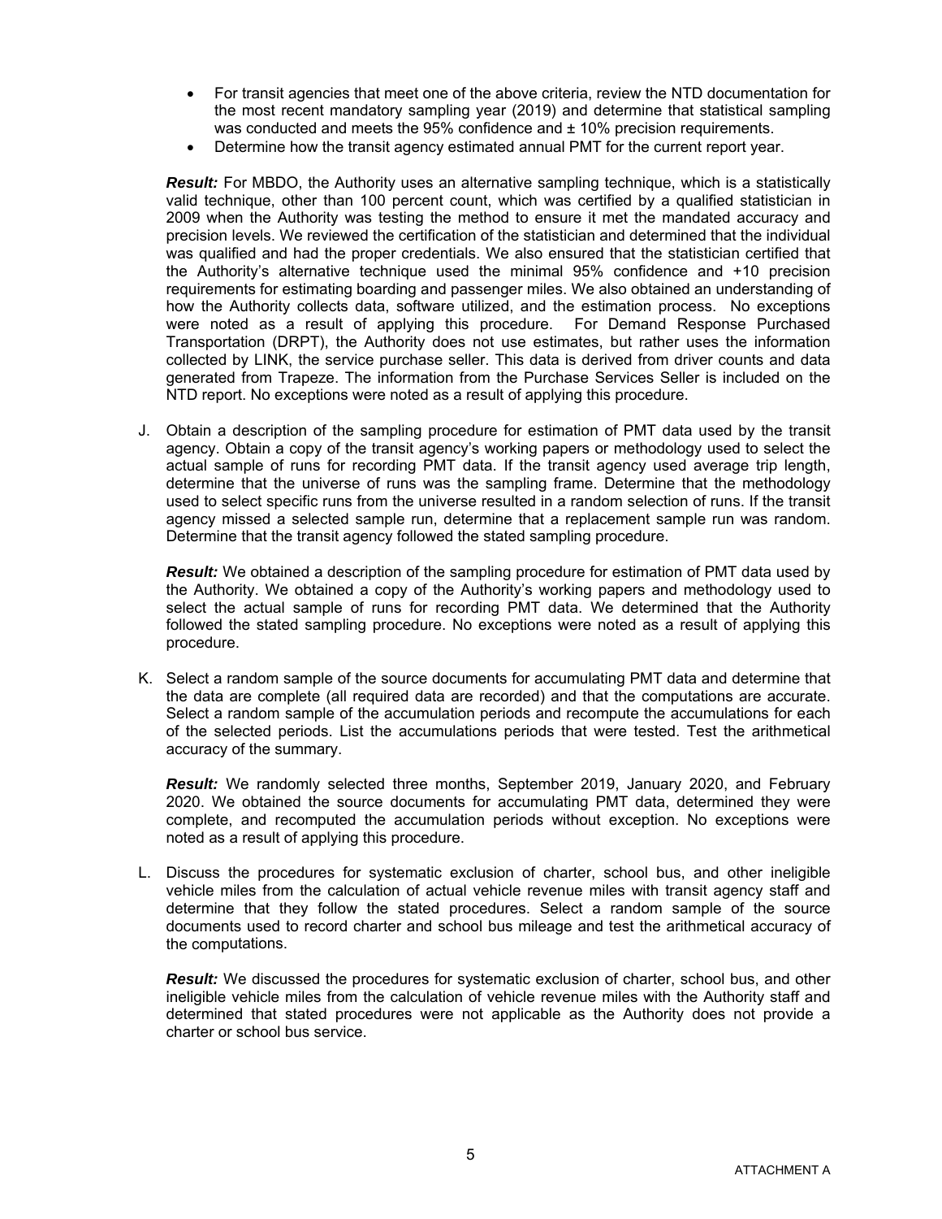- For transit agencies that meet one of the above criteria, review the NTD documentation for the most recent mandatory sampling year (2019) and determine that statistical sampling was conducted and meets the 95% confidence and ± 10% precision requirements.
- Determine how the transit agency estimated annual PMT for the current report year.

***Result:*** For MBDO, the Authority uses an alternative sampling technique, which is a statistically valid technique, other than 100 percent count, which was certified by a qualified statistician in 2009 when the Authority was testing the method to ensure it met the mandated accuracy and precision levels. We reviewed the certification of the statistician and determined that the individual was qualified and had the proper credentials. We also ensured that the statistician certified that the Authority's alternative technique used the minimal 95% confidence and +10 precision requirements for estimating boarding and passenger miles. We also obtained an understanding of how the Authority collects data, software utilized, and the estimation process. No exceptions were noted as a result of applying this procedure. For Demand Response Purchased Transportation (DRPT), the Authority does not use estimates, but rather uses the information collected by LINK, the service purchase seller. This data is derived from driver counts and data generated from Trapeze. The information from the Purchase Services Seller is included on the NTD report. No exceptions were noted as a result of applying this procedure.

J. Obtain a description of the sampling procedure for estimation of PMT data used by the transit agency. Obtain a copy of the transit agency's working papers or methodology used to select the actual sample of runs for recording PMT data. If the transit agency used average trip length, determine that the universe of runs was the sampling frame. Determine that the methodology used to select specific runs from the universe resulted in a random selection of runs. If the transit agency missed a selected sample run, determine that a replacement sample run was random. Determine that the transit agency followed the stated sampling procedure.

   ***Result:*** We obtained a description of the sampling procedure for estimation of PMT data used by the Authority. We obtained a copy of the Authority's working papers and methodology used to select the actual sample of runs for recording PMT data. We determined that the Authority followed the stated sampling procedure. No exceptions were noted as a result of applying this procedure.

K. Select a random sample of the source documents for accumulating PMT data and determine that the data are complete (all required data are recorded) and that the computations are accurate. Select a random sample of the accumulation periods and recompute the accumulations for each of the selected periods. List the accumulations periods that were tested. Test the arithmetical accuracy of the summary.

   ***Result:*** We randomly selected three months, September 2019, January 2020, and February 2020. We obtained the source documents for accumulating PMT data, determined they were complete, and recomputed the accumulation periods without exception. No exceptions were noted as a result of applying this procedure.

L. Discuss the procedures for systematic exclusion of charter, school bus, and other ineligible vehicle miles from the calculation of actual vehicle revenue miles with transit agency staff and determine that they follow the stated procedures. Select a random sample of the source documents used to record charter and school bus mileage and test the arithmetical accuracy of the computations.

   ***Result:*** We discussed the procedures for systematic exclusion of charter, school bus, and other ineligible vehicle miles from the calculation of vehicle revenue miles with the Authority staff and determined that stated procedures were not applicable as the Authority does not provide a charter or school bus service.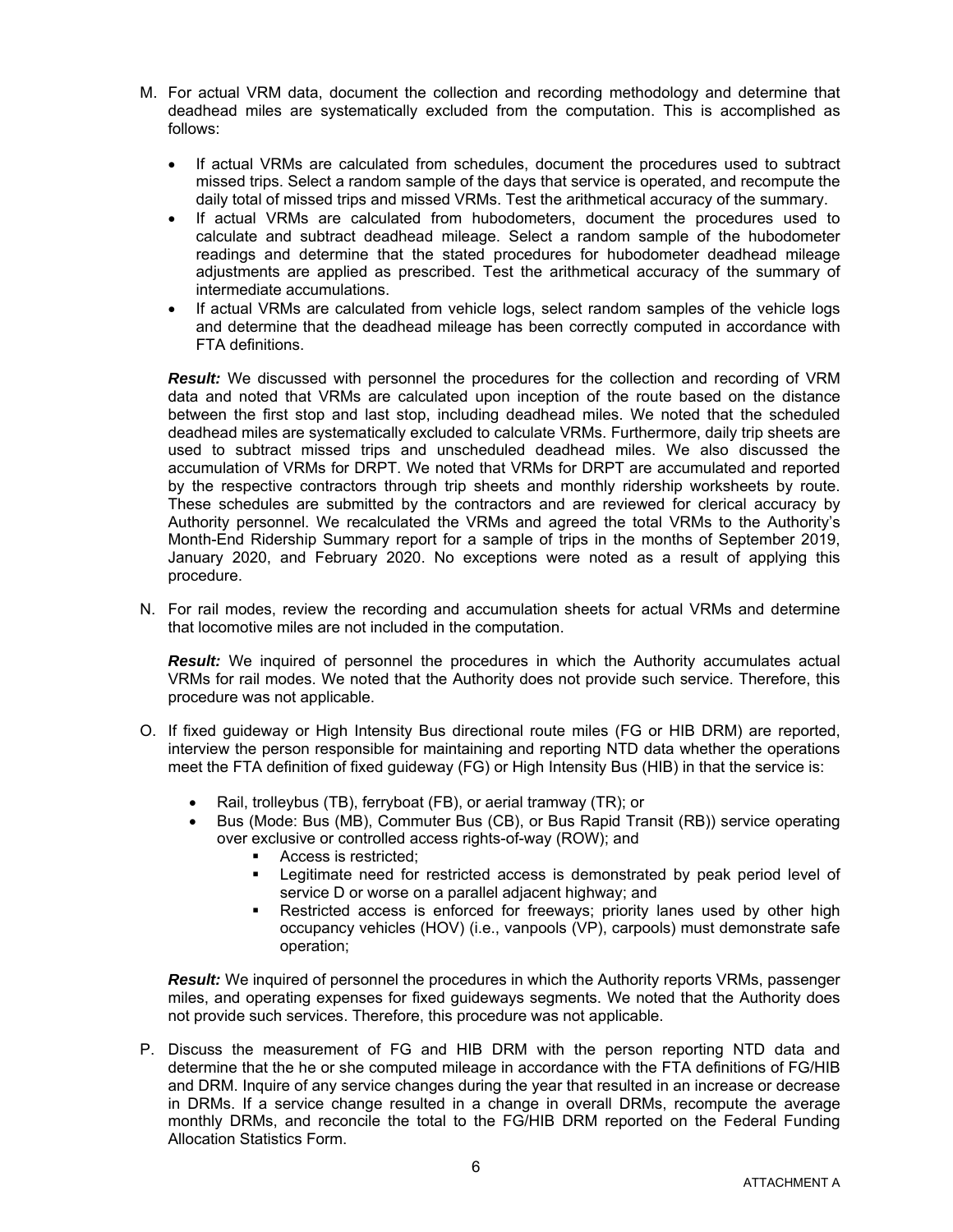M. For actual VRM data, document the collection and recording methodology and determine that deadhead miles are systematically excluded from the computation. This is accomplished as follows:

- If actual VRMs are calculated from schedules, document the procedures used to subtract missed trips. Select a random sample of the days that service is operated, and recompute the daily total of missed trips and missed VRMs. Test the arithmetical accuracy of the summary.
- If actual VRMs are calculated from hubodometers, document the procedures used to calculate and subtract deadhead mileage. Select a random sample of the hubodometer readings and determine that the stated procedures for hubodometer deadhead mileage adjustments are applied as prescribed. Test the arithmetical accuracy of the summary of intermediate accumulations.
- If actual VRMs are calculated from vehicle logs, select random samples of the vehicle logs and determine that the deadhead mileage has been correctly computed in accordance with FTA definitions.

***Result:*** We discussed with personnel the procedures for the collection and recording of VRM data and noted that VRMs are calculated upon inception of the route based on the distance between the first stop and last stop, including deadhead miles. We noted that the scheduled deadhead miles are systematically excluded to calculate VRMs. Furthermore, daily trip sheets are used to subtract missed trips and unscheduled deadhead miles. We also discussed the accumulation of VRMs for DRPT. We noted that VRMs for DRPT are accumulated and reported by the respective contractors through trip sheets and monthly ridership worksheets by route. These schedules are submitted by the contractors and are reviewed for clerical accuracy by Authority personnel. We recalculated the VRMs and agreed the total VRMs to the Authority's Month-End Ridership Summary report for a sample of trips in the months of September 2019, January 2020, and February 2020. No exceptions were noted as a result of applying this procedure.

N. For rail modes, review the recording and accumulation sheets for actual VRMs and determine that locomotive miles are not included in the computation.

***Result:*** We inquired of personnel the procedures in which the Authority accumulates actual VRMs for rail modes. We noted that the Authority does not provide such service. Therefore, this procedure was not applicable.

O. If fixed guideway or High Intensity Bus directional route miles (FG or HIB DRM) are reported, interview the person responsible for maintaining and reporting NTD data whether the operations meet the FTA definition of fixed guideway (FG) or High Intensity Bus (HIB) in that the service is:

- Rail, trolleybus (TB), ferryboat (FB), or aerial tramway (TR); or
- Bus (Mode: Bus (MB), Commuter Bus (CB), or Bus Rapid Transit (RB)) service operating over exclusive or controlled access rights-of-way (ROW); and
  - Access is restricted;
  - Legitimate need for restricted access is demonstrated by peak period level of service D or worse on a parallel adjacent highway; and
  - Restricted access is enforced for freeways; priority lanes used by other high occupancy vehicles (HOV) (i.e., vanpools (VP), carpools) must demonstrate safe operation;

***Result:*** We inquired of personnel the procedures in which the Authority reports VRMs, passenger miles, and operating expenses for fixed guideways segments. We noted that the Authority does not provide such services. Therefore, this procedure was not applicable.

P. Discuss the measurement of FG and HIB DRM with the person reporting NTD data and determine that the he or she computed mileage in accordance with the FTA definitions of FG/HIB and DRM. Inquire of any service changes during the year that resulted in an increase or decrease in DRMs. If a service change resulted in a change in overall DRMs, recompute the average monthly DRMs, and reconcile the total to the FG/HIB DRM reported on the Federal Funding Allocation Statistics Form.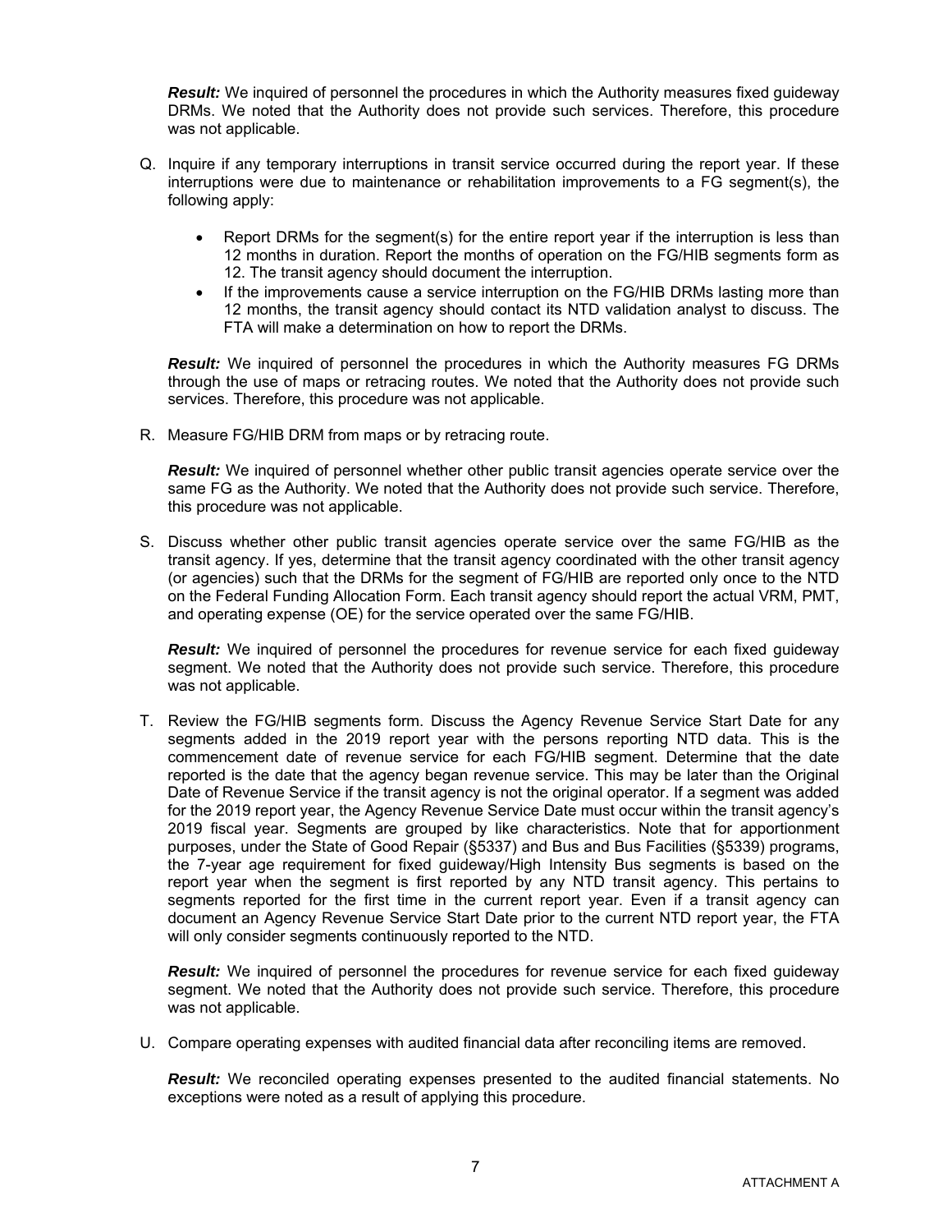***Result:*** We inquired of personnel the procedures in which the Authority measures fixed guideway DRMs. We noted that the Authority does not provide such services. Therefore, this procedure was not applicable.

Q. Inquire if any temporary interruptions in transit service occurred during the report year. If these interruptions were due to maintenance or rehabilitation improvements to a FG segment(s), the following apply:

- Report DRMs for the segment(s) for the entire report year if the interruption is less than 12 months in duration. Report the months of operation on the FG/HIB segments form as 12. The transit agency should document the interruption.
- If the improvements cause a service interruption on the FG/HIB DRMs lasting more than 12 months, the transit agency should contact its NTD validation analyst to discuss. The FTA will make a determination on how to report the DRMs.

***Result:*** We inquired of personnel the procedures in which the Authority measures FG DRMs through the use of maps or retracing routes. We noted that the Authority does not provide such services. Therefore, this procedure was not applicable.

R. Measure FG/HIB DRM from maps or by retracing route.

***Result:*** We inquired of personnel whether other public transit agencies operate service over the same FG as the Authority. We noted that the Authority does not provide such service. Therefore, this procedure was not applicable.

S. Discuss whether other public transit agencies operate service over the same FG/HIB as the transit agency. If yes, determine that the transit agency coordinated with the other transit agency (or agencies) such that the DRMs for the segment of FG/HIB are reported only once to the NTD on the Federal Funding Allocation Form. Each transit agency should report the actual VRM, PMT, and operating expense (OE) for the service operated over the same FG/HIB.

***Result:*** We inquired of personnel the procedures for revenue service for each fixed guideway segment. We noted that the Authority does not provide such service. Therefore, this procedure was not applicable.

T. Review the FG/HIB segments form. Discuss the Agency Revenue Service Start Date for any segments added in the 2019 report year with the persons reporting NTD data. This is the commencement date of revenue service for each FG/HIB segment. Determine that the date reported is the date that the agency began revenue service. This may be later than the Original Date of Revenue Service if the transit agency is not the original operator. If a segment was added for the 2019 report year, the Agency Revenue Service Date must occur within the transit agency's 2019 fiscal year. Segments are grouped by like characteristics. Note that for apportionment purposes, under the State of Good Repair (§5337) and Bus and Bus Facilities (§5339) programs, the 7-year age requirement for fixed guideway/High Intensity Bus segments is based on the report year when the segment is first reported by any NTD transit agency. This pertains to segments reported for the first time in the current report year. Even if a transit agency can document an Agency Revenue Service Start Date prior to the current NTD report year, the FTA will only consider segments continuously reported to the NTD.

***Result:*** We inquired of personnel the procedures for revenue service for each fixed guideway segment. We noted that the Authority does not provide such service. Therefore, this procedure was not applicable.

U. Compare operating expenses with audited financial data after reconciling items are removed.

***Result:*** We reconciled operating expenses presented to the audited financial statements. No exceptions were noted as a result of applying this procedure.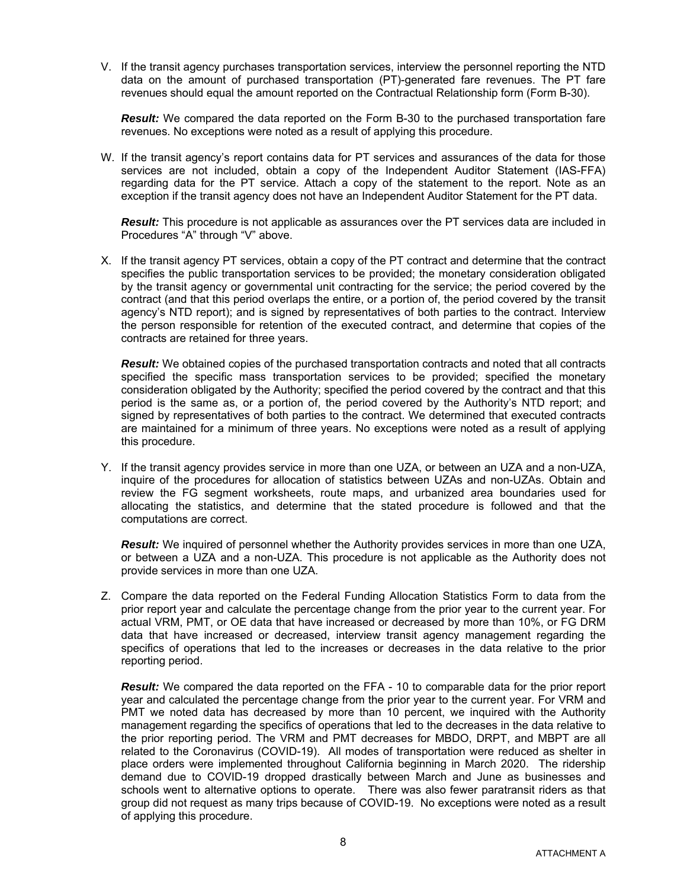V. If the transit agency purchases transportation services, interview the personnel reporting the NTD data on the amount of purchased transportation (PT)-generated fare revenues. The PT fare revenues should equal the amount reported on the Contractual Relationship form (Form B-30).

   ***Result:*** We compared the data reported on the Form B-30 to the purchased transportation fare revenues. No exceptions were noted as a result of applying this procedure.

W. If the transit agency's report contains data for PT services and assurances of the data for those services are not included, obtain a copy of the Independent Auditor Statement (IAS-FFA) regarding data for the PT service. Attach a copy of the statement to the report. Note as an exception if the transit agency does not have an Independent Auditor Statement for the PT data.

   ***Result:*** This procedure is not applicable as assurances over the PT services data are included in Procedures "A" through "V" above.

X. If the transit agency PT services, obtain a copy of the PT contract and determine that the contract specifies the public transportation services to be provided; the monetary consideration obligated by the transit agency or governmental unit contracting for the service; the period covered by the contract (and that this period overlaps the entire, or a portion of, the period covered by the transit agency's NTD report); and is signed by representatives of both parties to the contract. Interview the person responsible for retention of the executed contract, and determine that copies of the contracts are retained for three years.

   ***Result:*** We obtained copies of the purchased transportation contracts and noted that all contracts specified the specific mass transportation services to be provided; specified the monetary consideration obligated by the Authority; specified the period covered by the contract and that this period is the same as, or a portion of, the period covered by the Authority's NTD report; and signed by representatives of both parties to the contract. We determined that executed contracts are maintained for a minimum of three years. No exceptions were noted as a result of applying this procedure.

Y. If the transit agency provides service in more than one UZA, or between an UZA and a non-UZA, inquire of the procedures for allocation of statistics between UZAs and non-UZAs. Obtain and review the FG segment worksheets, route maps, and urbanized area boundaries used for allocating the statistics, and determine that the stated procedure is followed and that the computations are correct.

   ***Result:*** We inquired of personnel whether the Authority provides services in more than one UZA, or between a UZA and a non-UZA. This procedure is not applicable as the Authority does not provide services in more than one UZA.

Z. Compare the data reported on the Federal Funding Allocation Statistics Form to data from the prior report year and calculate the percentage change from the prior year to the current year. For actual VRM, PMT, or OE data that have increased or decreased by more than 10%, or FG DRM data that have increased or decreased, interview transit agency management regarding the specifics of operations that led to the increases or decreases in the data relative to the prior reporting period.

   ***Result:*** We compared the data reported on the FFA - 10 to comparable data for the prior report year and calculated the percentage change from the prior year to the current year. For VRM and PMT we noted data has decreased by more than 10 percent, we inquired with the Authority management regarding the specifics of operations that led to the decreases in the data relative to the prior reporting period. The VRM and PMT decreases for MBDO, DRPT, and MBPT are all related to the Coronavirus (COVID-19). All modes of transportation were reduced as shelter in place orders were implemented throughout California beginning in March 2020. The ridership demand due to COVID-19 dropped drastically between March and June as businesses and schools went to alternative options to operate. There was also fewer paratransit riders as that group did not request as many trips because of COVID-19. No exceptions were noted as a result of applying this procedure.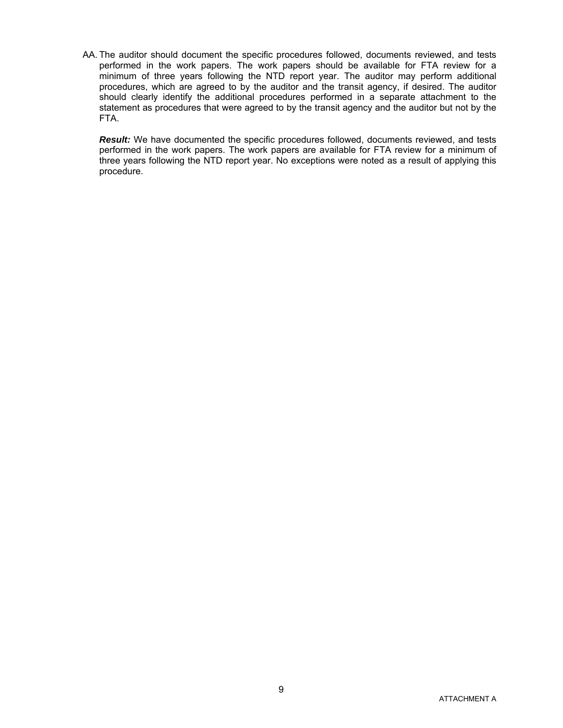AA. The auditor should document the specific procedures followed, documents reviewed, and tests performed in the work papers. The work papers should be available for FTA review for a minimum of three years following the NTD report year. The auditor may perform additional procedures, which are agreed to by the auditor and the transit agency, if desired. The auditor should clearly identify the additional procedures performed in a separate attachment to the statement as procedures that were agreed to by the transit agency and the auditor but not by the FTA.

***Result:*** We have documented the specific procedures followed, documents reviewed, and tests performed in the work papers. The work papers are available for FTA review for a minimum of three years following the NTD report year. No exceptions were noted as a result of applying this procedure.